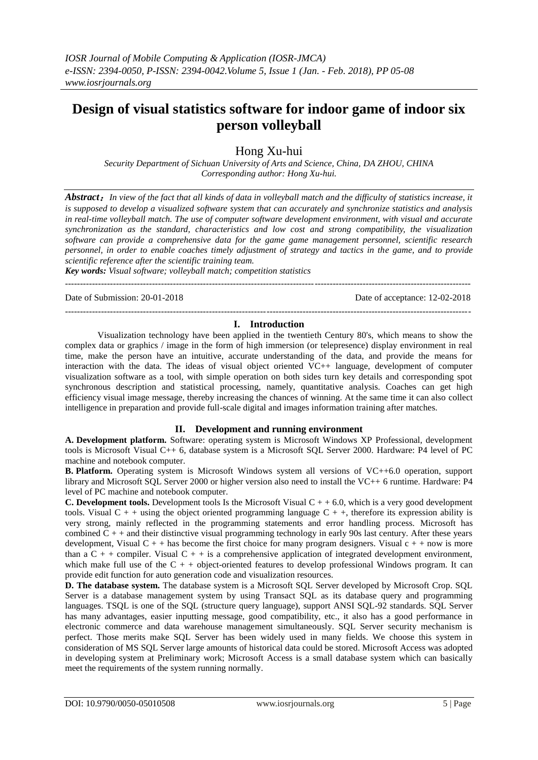# Design of visual statistics software for indoor game of indoor six person volleyball

Hong Xu-hui

*Security Department of Sichuan University of Arts and Science, China, DA ZHOU, CHINA*
*Corresponding author: Hong Xu-hui.*

***Abstract**: In view of the fact that all kinds of data in volleyball match and the difficulty of statistics increase, it is supposed to develop a visualized software system that can accurately and synchronize statistics and analysis in real-time volleyball match. The use of computer software development environment, with visual and accurate synchronization as the standard, characteristics and low cost and strong compatibility, the visualization software can provide a comprehensive data for the game game management personnel, scientific research personnel, in order to enable coaches timely adjustment of strategy and tactics in the game, and to provide scientific reference after the scientific training team.*

***Key words:** Visual software; volleyball match; competition statistics*

Date of Submission: 20-01-2018 Date of acceptance: 12-02-2018

## I. Introduction

Visualization technology have been applied in the twentieth Century 80's, which means to show the complex data or graphics / image in the form of high immersion (or telepresence) display environment in real time, make the person have an intuitive, accurate understanding of the data, and provide the means for interaction with the data. The ideas of visual object oriented VC++ language, development of computer visualization software as a tool, with simple operation on both sides turn key details and corresponding spot synchronous description and statistical processing, namely, quantitative analysis. Coaches can get high efficiency visual image message, thereby increasing the chances of winning. At the same time it can also collect intelligence in preparation and provide full-scale digital and images information training after matches.

## II. Development and running environment

**A. Development platform.** Software: operating system is Microsoft Windows XP Professional, development tools is Microsoft Visual C++ 6, database system is a Microsoft SQL Server 2000. Hardware: P4 level of PC machine and notebook computer.

**B. Platform.** Operating system is Microsoft Windows system all versions of VC++6.0 operation, support library and Microsoft SQL Server 2000 or higher version also need to install the VC++ 6 runtime. Hardware: P4 level of PC machine and notebook computer.

**C. Development tools.** Development tools Is the Microsoft Visual C + + 6.0, which is a very good development tools. Visual C + + using the object oriented programming language C + +, therefore its expression ability is very strong, mainly reflected in the programming statements and error handling process. Microsoft has combined C + + and their distinctive visual programming technology in early 90s last century. After these years development, Visual C + + has become the first choice for many program designers. Visual c + + now is more than a C + + compiler. Visual C + + is a comprehensive application of integrated development environment, which make full use of the C + + object-oriented features to develop professional Windows program. It can provide edit function for auto generation code and visualization resources.

**D. The database system.** The database system is a Microsoft SQL Server developed by Microsoft Crop. SQL Server is a database management system by using Transact SQL as its database query and programming languages. TSQL is one of the SQL (structure query language), support ANSI SQL-92 standards. SQL Server has many advantages, easier inputting message, good compatibility, etc., it also has a good performance in electronic commerce and data warehouse management simultaneously. SQL Server security mechanism is perfect. Those merits make SQL Server has been widely used in many fields. We choose this system in consideration of MS SQL Server large amounts of historical data could be stored. Microsoft Access was adopted in developing system at Preliminary work; Microsoft Access is a small database system which can basically meet the requirements of the system running normally.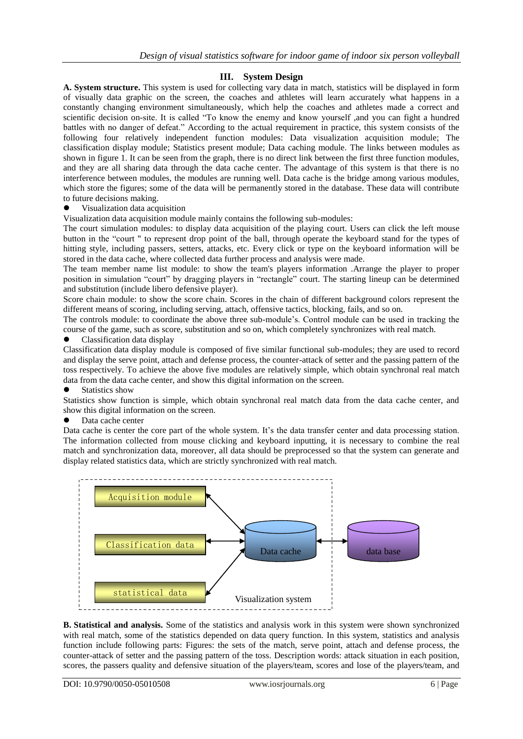## III. System Design

**A. System structure.** This system is used for collecting vary data in match, statistics will be displayed in form of visually data graphic on the screen, the coaches and athletes will learn accurately what happens in a constantly changing environment simultaneously, which help the coaches and athletes made a correct and scientific decision on-site. It is called "To know the enemy and know yourself ,and you can fight a hundred battles with no danger of defeat." According to the actual requirement in practice, this system consists of the following four relatively independent function modules: Data visualization acquisition module; The classification display module; Statistics present module; Data caching module. The links between modules as shown in figure 1. It can be seen from the graph, there is no direct link between the first three function modules, and they are all sharing data through the data cache center. The advantage of this system is that there is no interference between modules, the modules are running well. Data cache is the bridge among various modules, which store the figures; some of the data will be permanently stored in the database. These data will contribute to future decisions making.

- Visualization data acquisition

Visualization data acquisition module mainly contains the following sub-modules:

The court simulation modules: to display data acquisition of the playing court. Users can click the left mouse button in the "court " to represent drop point of the ball, through operate the keyboard stand for the types of hitting style, including passers, setters, attacks, etc. Every click or type on the keyboard information will be stored in the data cache, where collected data further process and analysis were made.

The team member name list module: to show the team's players information .Arrange the player to proper position in simulation "court" by dragging players in "rectangle" court. The starting lineup can be determined and substitution (include libero defensive player).

Score chain module: to show the score chain. Scores in the chain of different background colors represent the different means of scoring, including serving, attach, offensive tactics, blocking, fails, and so on.

The controls module: to coordinate the above three sub-module's. Control module can be used in tracking the course of the game, such as score, substitution and so on, which completely synchronizes with real match.

- Classification data display

Classification data display module is composed of five similar functional sub-modules; they are used to record and display the serve point, attach and defense process, the counter-attack of setter and the passing pattern of the toss respectively. To achieve the above five modules are relatively simple, which obtain synchronal real match data from the data cache center, and show this digital information on the screen.

- Statistics show

Statistics show function is simple, which obtain synchronal real match data from the data cache center, and show this digital information on the screen.

- Data cache center

Data cache is center the core part of the whole system. It's the data transfer center and data processing station. The information collected from mouse clicking and keyboard inputting, it is necessary to combine the real match and synchronization data, moreover, all data should be preprocessed so that the system can generate and display related statistics data, which are strictly synchronized with real match.

Acquisition module | Classification data | statistical data | Data cache | data base | Visualization system

**B. Statistical and analysis.** Some of the statistics and analysis work in this system were shown synchronized with real match, some of the statistics depended on data query function. In this system, statistics and analysis function include following parts: Figures: the sets of the match, serve point, attach and defense process, the counter-attack of setter and the passing pattern of the toss. Description words: attack situation in each position, scores, the passers quality and defensive situation of the players/team, scores and lose of the players/team, and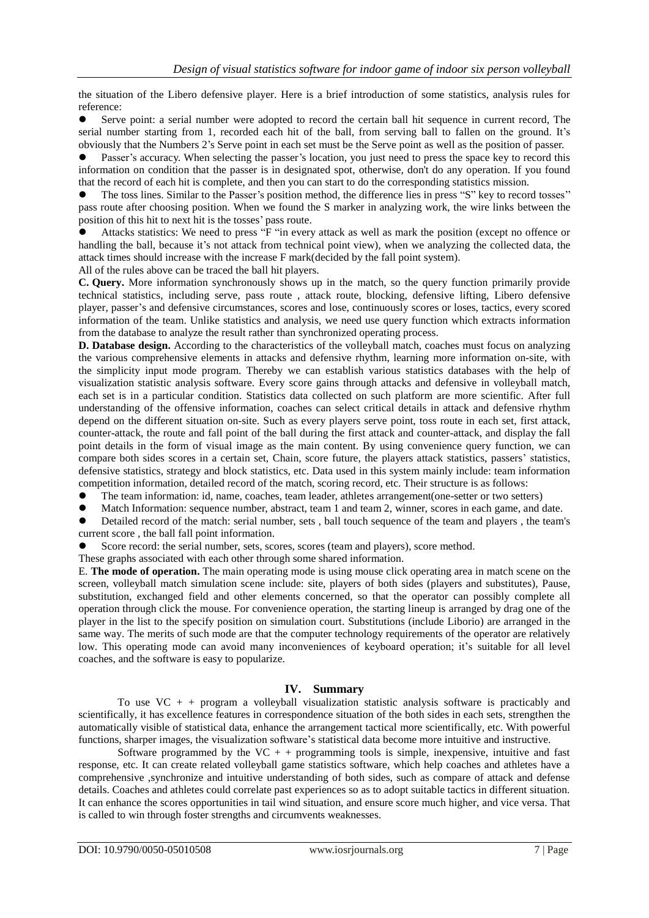the situation of the Libero defensive player. Here is a brief introduction of some statistics, analysis rules for reference:

- Serve point: a serial number were adopted to record the certain ball hit sequence in current record, The serial number starting from 1, recorded each hit of the ball, from serving ball to fallen on the ground. It's obviously that the Numbers 2's Serve point in each set must be the Serve point as well as the position of passer.
- Passer's accuracy. When selecting the passer's location, you just need to press the space key to record this information on condition that the passer is in designated spot, otherwise, don't do any operation. If you found that the record of each hit is complete, and then you can start to do the corresponding statistics mission.
- The toss lines. Similar to the Passer's position method, the difference lies in press "S" key to record tosses" pass route after choosing position. When we found the S marker in analyzing work, the wire links between the position of this hit to next hit is the tosses' pass route.
- Attacks statistics: We need to press "F "in every attack as well as mark the position (except no offence or handling the ball, because it's not attack from technical point view), when we analyzing the collected data, the attack times should increase with the increase F mark(decided by the fall point system).

All of the rules above can be traced the ball hit players.

**C. Query.** More information synchronously shows up in the match, so the query function primarily provide technical statistics, including serve, pass route , attack route, blocking, defensive lifting, Libero defensive player, passer's and defensive circumstances, scores and lose, continuously scores or loses, tactics, every scored information of the team. Unlike statistics and analysis, we need use query function which extracts information from the database to analyze the result rather than synchronized operating process.

**D. Database design.** According to the characteristics of the volleyball match, coaches must focus on analyzing the various comprehensive elements in attacks and defensive rhythm, learning more information on-site, with the simplicity input mode program. Thereby we can establish various statistics databases with the help of visualization statistic analysis software. Every score gains through attacks and defensive in volleyball match, each set is in a particular condition. Statistics data collected on such platform are more scientific. After full understanding of the offensive information, coaches can select critical details in attack and defensive rhythm depend on the different situation on-site. Such as every players serve point, toss route in each set, first attack, counter-attack, the route and fall point of the ball during the first attack and counter-attack, and display the fall point details in the form of visual image as the main content. By using convenience query function, we can compare both sides scores in a certain set, Chain, score future, the players attack statistics, passers' statistics, defensive statistics, strategy and block statistics, etc. Data used in this system mainly include: team information competition information, detailed record of the match, scoring record, etc. Their structure is as follows:

- The team information: id, name, coaches, team leader, athletes arrangement(one-setter or two setters)
- Match Information: sequence number, abstract, team 1 and team 2, winner, scores in each game, and date.
- Detailed record of the match: serial number, sets , ball touch sequence of the team and players , the team's current score , the ball fall point information.
- Score record: the serial number, sets, scores, scores (team and players), score method.

These graphs associated with each other through some shared information.

E. **The mode of operation.** The main operating mode is using mouse click operating area in match scene on the screen, volleyball match simulation scene include: site, players of both sides (players and substitutes), Pause, substitution, exchanged field and other elements concerned, so that the operator can possibly complete all operation through click the mouse. For convenience operation, the starting lineup is arranged by drag one of the player in the list to the specify position on simulation court. Substitutions (include Liborio) are arranged in the same way. The merits of such mode are that the computer technology requirements of the operator are relatively low. This operating mode can avoid many inconveniences of keyboard operation; it's suitable for all level coaches, and the software is easy to popularize.

## IV. Summary

To use VC + + program a volleyball visualization statistic analysis software is practicably and scientifically, it has excellence features in correspondence situation of the both sides in each sets, strengthen the automatically visible of statistical data, enhance the arrangement tactical more scientifically, etc. With powerful functions, sharper images, the visualization software's statistical data become more intuitive and instructive.

Software programmed by the VC + + programming tools is simple, inexpensive, intuitive and fast response, etc. It can create related volleyball game statistics software, which help coaches and athletes have a comprehensive ,synchronize and intuitive understanding of both sides, such as compare of attack and defense details. Coaches and athletes could correlate past experiences so as to adopt suitable tactics in different situation. It can enhance the scores opportunities in tail wind situation, and ensure score much higher, and vice versa. That is called to win through foster strengths and circumvents weaknesses.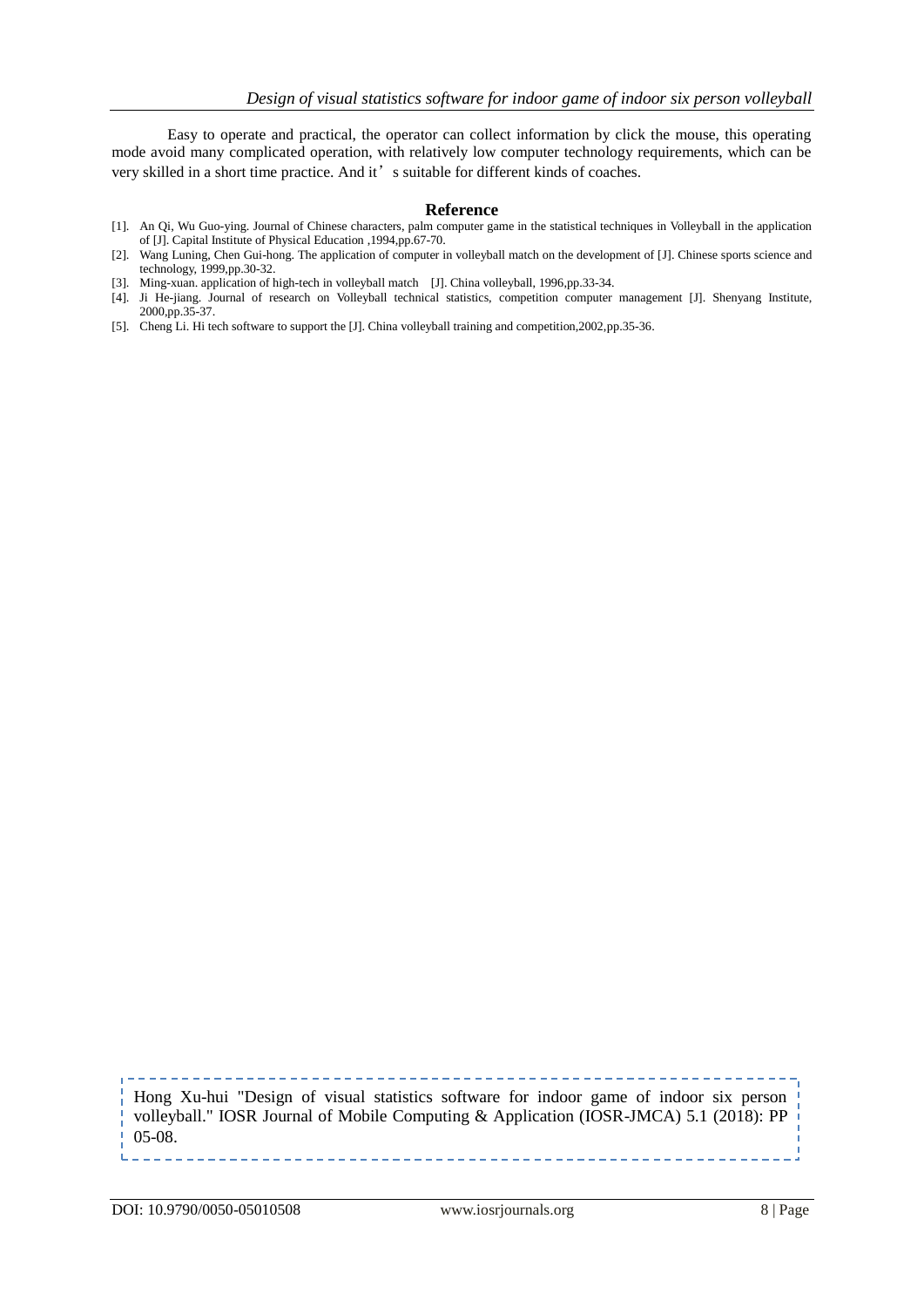Easy to operate and practical, the operator can collect information by click the mouse, this operating mode avoid many complicated operation, with relatively low computer technology requirements, which can be very skilled in a short time practice. And it's suitable for different kinds of coaches.

## Reference

[1]. An Qi, Wu Guo-ying. Journal of Chinese characters, palm computer game in the statistical techniques in Volleyball in the application of [J]. Capital Institute of Physical Education ,1994,pp.67-70.

[2]. Wang Luning, Chen Gui-hong. The application of computer in volleyball match on the development of [J]. Chinese sports science and technology, 1999,pp.30-32.

[3]. Ming-xuan. application of high-tech in volleyball match [J]. China volleyball, 1996,pp.33-34.

[4]. Ji He-jiang. Journal of research on Volleyball technical statistics, competition computer management [J]. Shenyang Institute, 2000,pp.35-37.

[5]. Cheng Li. Hi tech software to support the [J]. China volleyball training and competition,2002,pp.35-36.

Hong Xu-hui "Design of visual statistics software for indoor game of indoor six person volleyball." IOSR Journal of Mobile Computing & Application (IOSR-JMCA) 5.1 (2018): PP 05-08.